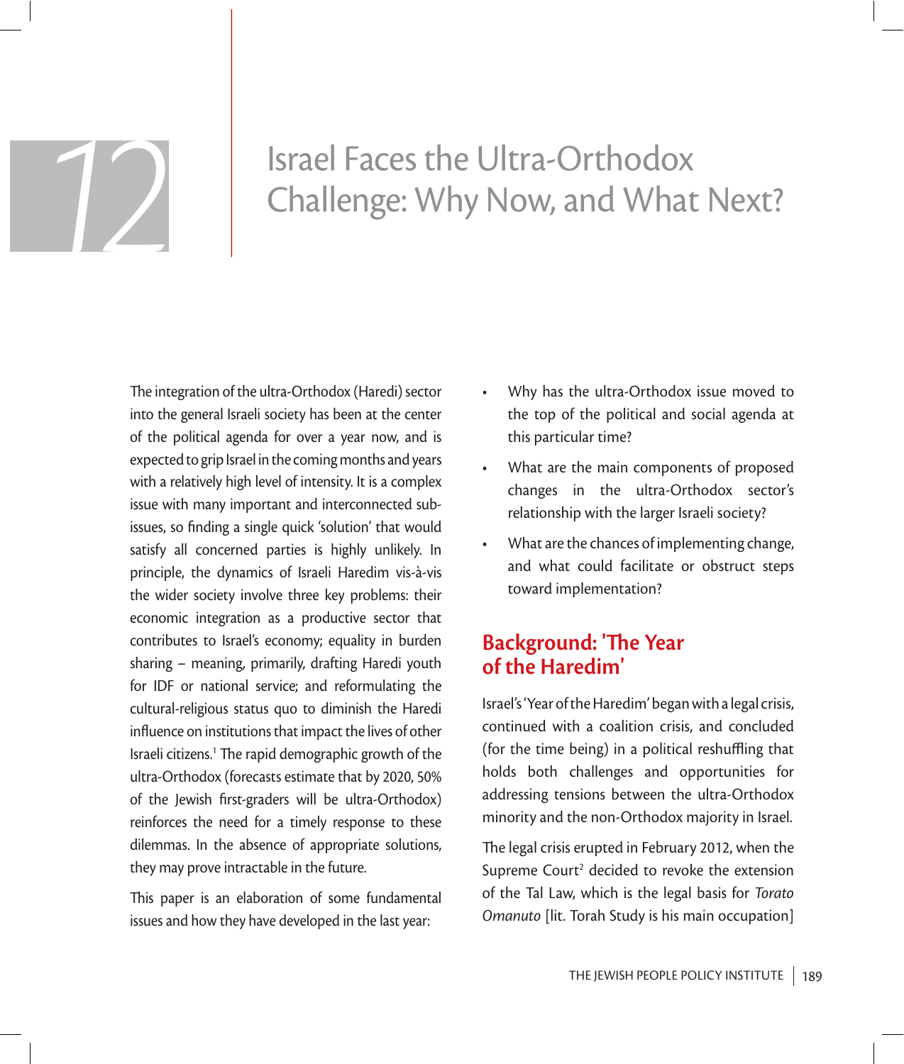# 12 Israel Faces the Ultra-Orthodox Challenge: Why Now, and What Next?

The integration of the ultra-Orthodox (Haredi) sector into the general Israeli society has been at the center of the political agenda for over a year now, and is expected to grip Israel in the coming months and years with a relatively high level of intensity. It is a complex issue with many important and interconnected sub-issues, so finding a single quick 'solution' that would satisfy all concerned parties is highly unlikely. In principle, the dynamics of Israeli Haredim vis-à-vis the wider society involve three key problems: their economic integration as a productive sector that contributes to Israel's economy; equality in burden sharing – meaning, primarily, drafting Haredi youth for IDF or national service; and reformulating the cultural-religious status quo to diminish the Haredi influence on institutions that impact the lives of other Israeli citizens.[1] The rapid demographic growth of the ultra-Orthodox (forecasts estimate that by 2020, 50% of the Jewish first-graders will be ultra-Orthodox) reinforces the need for a timely response to these dilemmas. In the absence of appropriate solutions, they may prove intractable in the future.

This paper is an elaboration of some fundamental issues and how they have developed in the last year:

- Why has the ultra-Orthodox issue moved to the top of the political and social agenda at this particular time?
- What are the main components of proposed changes in the ultra-Orthodox sector's relationship with the larger Israeli society?
- What are the chances of implementing change, and what could facilitate or obstruct steps toward implementation?

## Background: 'The Year of the Haredim'

Israel's 'Year of the Haredim' began with a legal crisis, continued with a coalition crisis, and concluded (for the time being) in a political reshuffling that holds both challenges and opportunities for addressing tensions between the ultra-Orthodox minority and the non-Orthodox majority in Israel.

The legal crisis erupted in February 2012, when the Supreme Court[2] decided to revoke the extension of the Tal Law, which is the legal basis for *Torato Omanuto* [lit. Torah Study is his main occupation]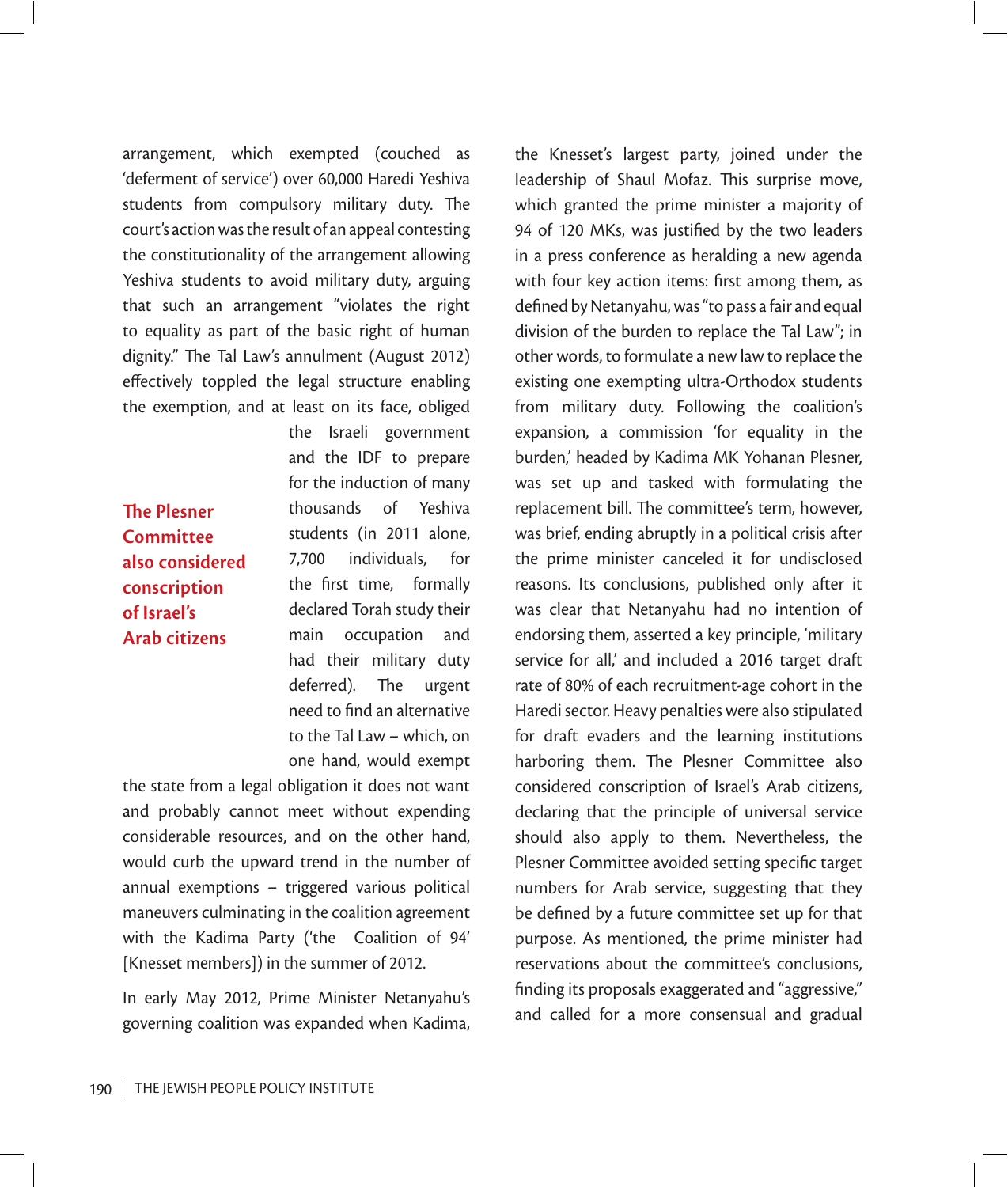arrangement, which exempted (couched as 'deferment of service') over 60,000 Haredi Yeshiva students from compulsory military duty. The court's action was the result of an appeal contesting the constitutionality of the arrangement allowing Yeshiva students to avoid military duty, arguing that such an arrangement "violates the right to equality as part of the basic right of human dignity." The Tal Law's annulment (August 2012) effectively toppled the legal structure enabling the exemption, and at least on its face, obliged the Israeli government and the IDF to prepare for the induction of many thousands of Yeshiva students (in 2011 alone, 7,700 individuals, for the first time, formally declared Torah study their main occupation and had their military duty deferred). The urgent need to find an alternative to the Tal Law – which, on one hand, would exempt the state from a legal obligation it does not want and probably cannot meet without expending considerable resources, and on the other hand, would curb the upward trend in the number of annual exemptions – triggered various political maneuvers culminating in the coalition agreement with the Kadima Party ('the Coalition of 94' [Knesset members]) in the summer of 2012.

**The Plesner Committee also considered conscription of Israel's Arab citizens**

In early May 2012, Prime Minister Netanyahu's governing coalition was expanded when Kadima, the Knesset's largest party, joined under the leadership of Shaul Mofaz. This surprise move, which granted the prime minister a majority of 94 of 120 MKs, was justified by the two leaders in a press conference as heralding a new agenda with four key action items: first among them, as defined by Netanyahu, was "to pass a fair and equal division of the burden to replace the Tal Law"; in other words, to formulate a new law to replace the existing one exempting ultra-Orthodox students from military duty. Following the coalition's expansion, a commission 'for equality in the burden,' headed by Kadima MK Yohanan Plesner, was set up and tasked with formulating the replacement bill. The committee's term, however, was brief, ending abruptly in a political crisis after the prime minister canceled it for undisclosed reasons. Its conclusions, published only after it was clear that Netanyahu had no intention of endorsing them, asserted a key principle, 'military service for all,' and included a 2016 target draft rate of 80% of each recruitment-age cohort in the Haredi sector. Heavy penalties were also stipulated for draft evaders and the learning institutions harboring them. The Plesner Committee also considered conscription of Israel's Arab citizens, declaring that the principle of universal service should also apply to them. Nevertheless, the Plesner Committee avoided setting specific target numbers for Arab service, suggesting that they be defined by a future committee set up for that purpose. As mentioned, the prime minister had reservations about the committee's conclusions, finding its proposals exaggerated and "aggressive," and called for a more consensual and gradual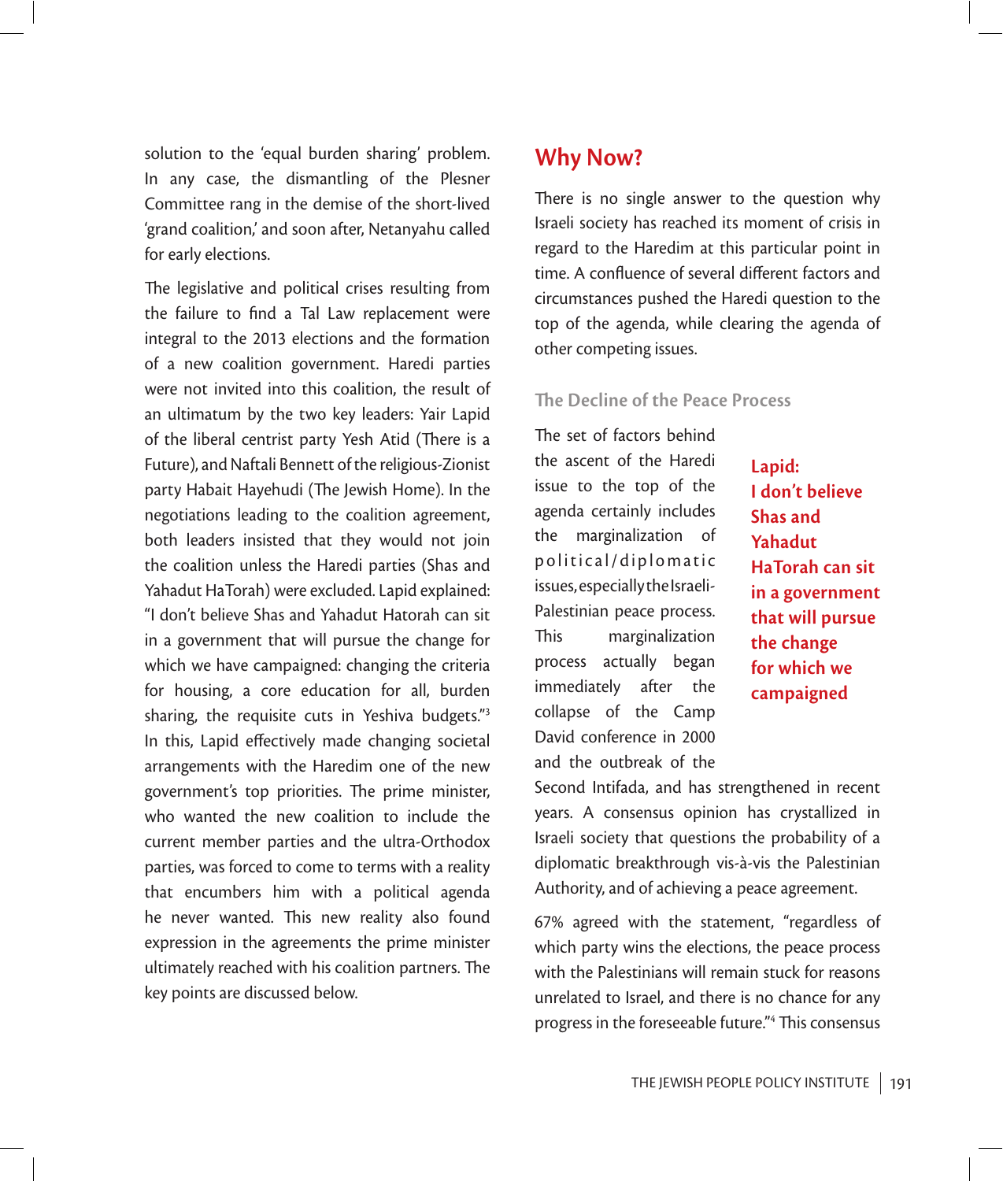solution to the 'equal burden sharing' problem. In any case, the dismantling of the Plesner Committee rang in the demise of the short-lived 'grand coalition,' and soon after, Netanyahu called for early elections.

The legislative and political crises resulting from the failure to find a Tal Law replacement were integral to the 2013 elections and the formation of a new coalition government. Haredi parties were not invited into this coalition, the result of an ultimatum by the two key leaders: Yair Lapid of the liberal centrist party Yesh Atid (There is a Future), and Naftali Bennett of the religious-Zionist party Habait Hayehudi (The Jewish Home). In the negotiations leading to the coalition agreement, both leaders insisted that they would not join the coalition unless the Haredi parties (Shas and Yahadut HaTorah) were excluded. Lapid explained: "I don't believe Shas and Yahadut Hatorah can sit in a government that will pursue the change for which we have campaigned: changing the criteria for housing, a core education for all, burden sharing, the requisite cuts in Yeshiva budgets."[3] In this, Lapid effectively made changing societal arrangements with the Haredim one of the new government's top priorities. The prime minister, who wanted the new coalition to include the current member parties and the ultra-Orthodox parties, was forced to come to terms with a reality that encumbers him with a political agenda he never wanted. This new reality also found expression in the agreements the prime minister ultimately reached with his coalition partners. The key points are discussed below.

## Why Now?

There is no single answer to the question why Israeli society has reached its moment of crisis in regard to the Haredim at this particular point in time. A confluence of several different factors and circumstances pushed the Haredi question to the top of the agenda, while clearing the agenda of other competing issues.

### The Decline of the Peace Process

**Lapid: I don't believe Shas and Yahadut HaTorah can sit in a government that will pursue the change for which we campaigned**

The set of factors behind the ascent of the Haredi issue to the top of the agenda certainly includes the marginalization of political/diplomatic issues, especially the Israeli-Palestinian peace process. This marginalization process actually began immediately after the collapse of the Camp David conference in 2000 and the outbreak of the Second Intifada, and has strengthened in recent years. A consensus opinion has crystallized in Israeli society that questions the probability of a diplomatic breakthrough vis-à-vis the Palestinian Authority, and of achieving a peace agreement.

67% agreed with the statement, "regardless of which party wins the elections, the peace process with the Palestinians will remain stuck for reasons unrelated to Israel, and there is no chance for any progress in the foreseeable future."[4] This consensus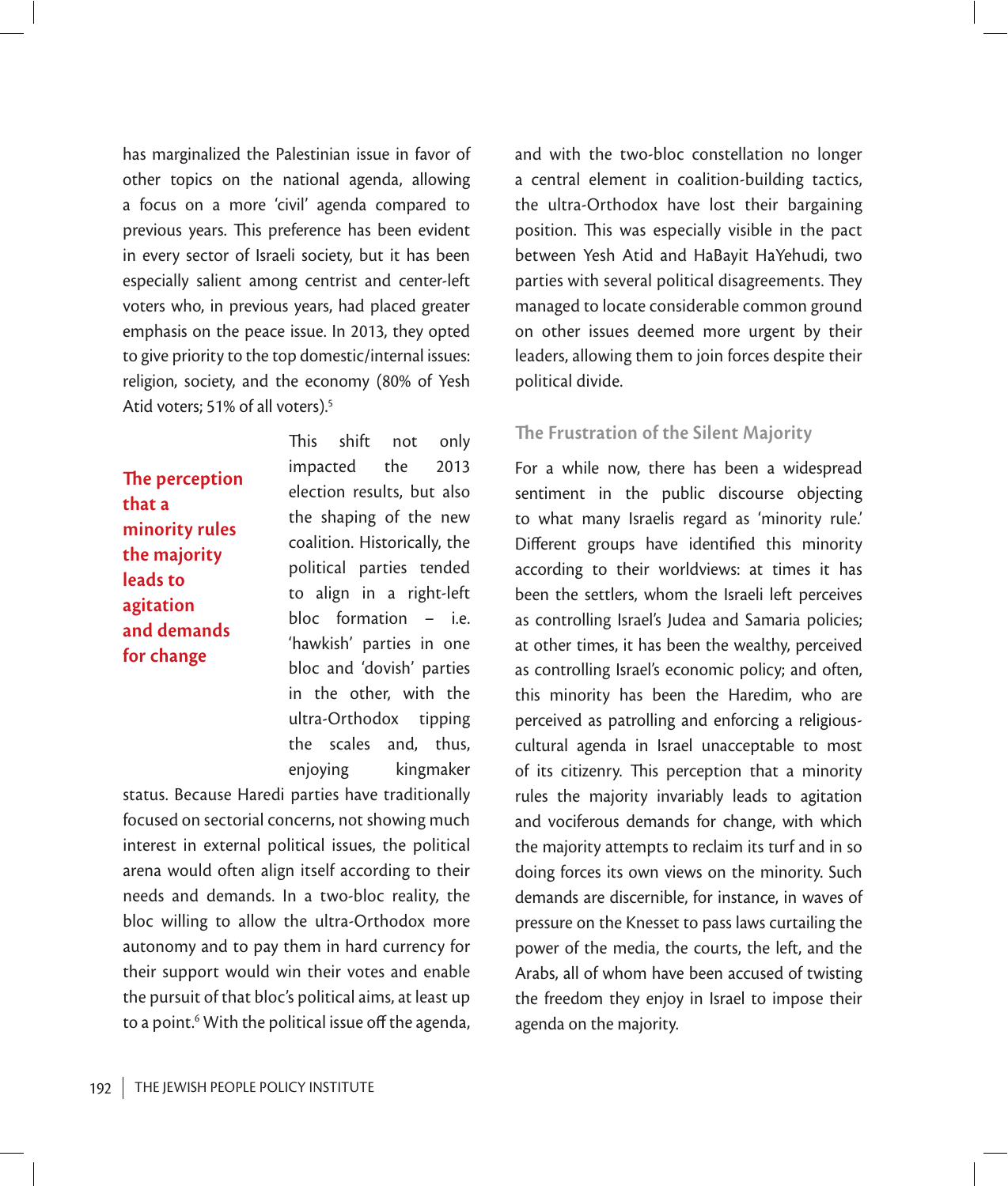has marginalized the Palestinian issue in favor of other topics on the national agenda, allowing a focus on a more 'civil' agenda compared to previous years. This preference has been evident in every sector of Israeli society, but it has been especially salient among centrist and center-left voters who, in previous years, had placed greater emphasis on the peace issue. In 2013, they opted to give priority to the top domestic/internal issues: religion, society, and the economy (80% of Yesh Atid voters; 51% of all voters).[5]

**The perception that a minority rules the majority leads to agitation and demands for change**

This shift not only impacted the 2013 election results, but also the shaping of the new coalition. Historically, the political parties tended to align in a right-left bloc formation – i.e. 'hawkish' parties in one bloc and 'dovish' parties in the other, with the ultra-Orthodox tipping the scales and, thus, enjoying kingmaker status. Because Haredi parties have traditionally focused on sectorial concerns, not showing much interest in external political issues, the political arena would often align itself according to their needs and demands. In a two-bloc reality, the bloc willing to allow the ultra-Orthodox more autonomy and to pay them in hard currency for their support would win their votes and enable the pursuit of that bloc's political aims, at least up to a point.[6] With the political issue off the agenda, and with the two-bloc constellation no longer a central element in coalition-building tactics, the ultra-Orthodox have lost their bargaining position. This was especially visible in the pact between Yesh Atid and HaBayit HaYehudi, two parties with several political disagreements. They managed to locate considerable common ground on other issues deemed more urgent by their leaders, allowing them to join forces despite their political divide.

## The Frustration of the Silent Majority

For a while now, there has been a widespread sentiment in the public discourse objecting to what many Israelis regard as 'minority rule.' Different groups have identified this minority according to their worldviews: at times it has been the settlers, whom the Israeli left perceives as controlling Israel's Judea and Samaria policies; at other times, it has been the wealthy, perceived as controlling Israel's economic policy; and often, this minority has been the Haredim, who are perceived as patrolling and enforcing a religious-cultural agenda in Israel unacceptable to most of its citizenry. This perception that a minority rules the majority invariably leads to agitation and vociferous demands for change, with which the majority attempts to reclaim its turf and in so doing forces its own views on the minority. Such demands are discernible, for instance, in waves of pressure on the Knesset to pass laws curtailing the power of the media, the courts, the left, and the Arabs, all of whom have been accused of twisting the freedom they enjoy in Israel to impose their agenda on the majority.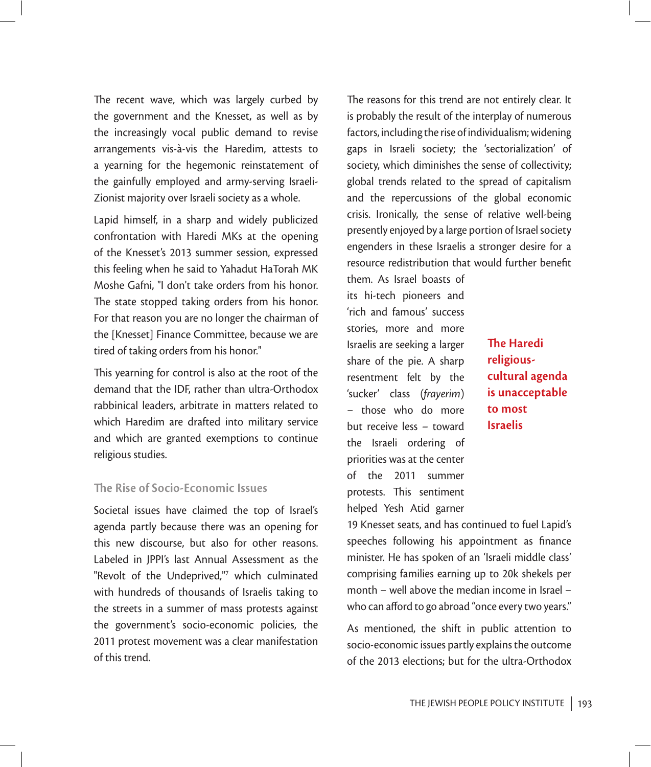The recent wave, which was largely curbed by the government and the Knesset, as well as by the increasingly vocal public demand to revise arrangements vis-à-vis the Haredim, attests to a yearning for the hegemonic reinstatement of the gainfully employed and army-serving Israeli-Zionist majority over Israeli society as a whole.

Lapid himself, in a sharp and widely publicized confrontation with Haredi MKs at the opening of the Knesset's 2013 summer session, expressed this feeling when he said to Yahadut HaTorah MK Moshe Gafni, "I don't take orders from his honor. The state stopped taking orders from his honor. For that reason you are no longer the chairman of the [Knesset] Finance Committee, because we are tired of taking orders from his honor."

This yearning for control is also at the root of the demand that the IDF, rather than ultra-Orthodox rabbinical leaders, arbitrate in matters related to which Haredim are drafted into military service and which are granted exemptions to continue religious studies.

### The Rise of Socio-Economic Issues

Societal issues have claimed the top of Israel's agenda partly because there was an opening for this new discourse, but also for other reasons. Labeled in JPPI's last Annual Assessment as the "Revolt of the Undeprived,"[7] which culminated with hundreds of thousands of Israelis taking to the streets in a summer of mass protests against the government's socio-economic policies, the 2011 protest movement was a clear manifestation of this trend.

The reasons for this trend are not entirely clear. It is probably the result of the interplay of numerous factors, including the rise of individualism; widening gaps in Israeli society; the 'sectorialization' of society, which diminishes the sense of collectivity; global trends related to the spread of capitalism and the repercussions of the global economic crisis. Ironically, the sense of relative well-being presently enjoyed by a large portion of Israel society engenders in these Israelis a stronger desire for a resource redistribution that would further benefit them. As Israel boasts of its hi-tech pioneers and 'rich and famous' success stories, more and more Israelis are seeking a larger share of the pie. A sharp resentment felt by the 'sucker' class (*frayerim*) – those who do more but receive less – toward the Israeli ordering of priorities was at the center of the 2011 summer protests. This sentiment helped Yesh Atid garner 19 Knesset seats, and has continued to fuel Lapid's speeches following his appointment as finance minister. He has spoken of an 'Israeli middle class' comprising families earning up to 20k shekels per month – well above the median income in Israel – who can afford to go abroad "once every two years."

**The Haredi religious-cultural agenda is unacceptable to most Israelis**

As mentioned, the shift in public attention to socio-economic issues partly explains the outcome of the 2013 elections; but for the ultra-Orthodox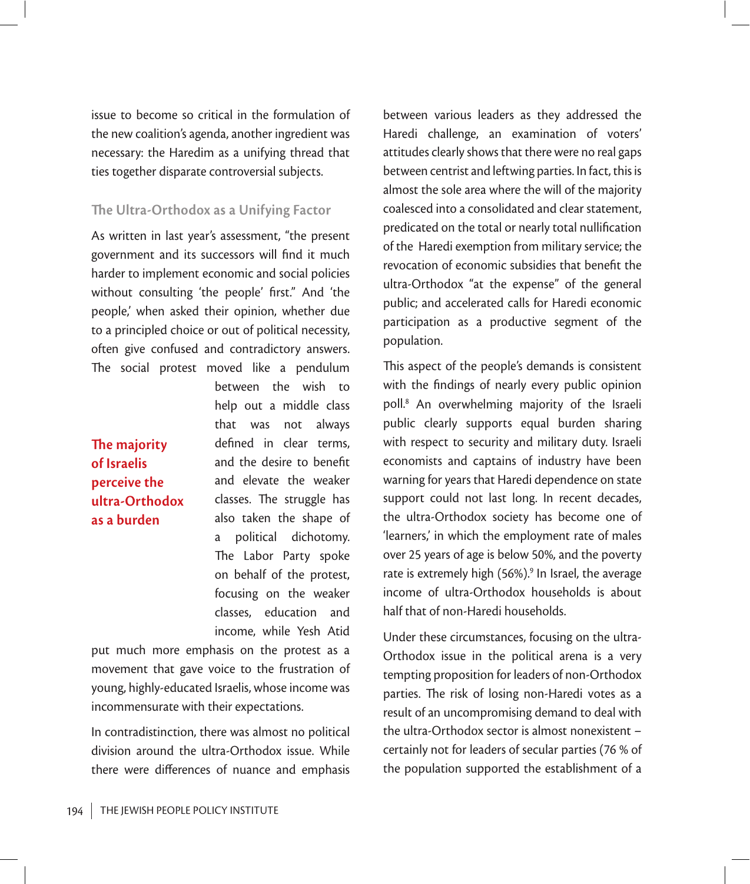issue to become so critical in the formulation of the new coalition's agenda, another ingredient was necessary: the Haredim as a unifying thread that ties together disparate controversial subjects.

### The Ultra-Orthodox as a Unifying Factor

As written in last year's assessment, "the present government and its successors will find it much harder to implement economic and social policies without consulting 'the people' first." And 'the people,' when asked their opinion, whether due to a principled choice or out of political necessity, often give confused and contradictory answers. The social protest moved like a pendulum between the wish to help out a middle class that was not always defined in clear terms, and the desire to benefit and elevate the weaker classes. The struggle has also taken the shape of a political dichotomy. The Labor Party spoke on behalf of the protest, focusing on the weaker classes, education and income, while Yesh Atid put much more emphasis on the protest as a movement that gave voice to the frustration of young, highly-educated Israelis, whose income was incommensurate with their expectations.

**The majority of Israelis perceive the ultra-Orthodox as a burden**

In contradistinction, there was almost no political division around the ultra-Orthodox issue. While there were differences of nuance and emphasis between various leaders as they addressed the Haredi challenge, an examination of voters' attitudes clearly shows that there were no real gaps between centrist and leftwing parties. In fact, this is almost the sole area where the will of the majority coalesced into a consolidated and clear statement, predicated on the total or nearly total nullification of the Haredi exemption from military service; the revocation of economic subsidies that benefit the ultra-Orthodox "at the expense" of the general public; and accelerated calls for Haredi economic participation as a productive segment of the population.

This aspect of the people's demands is consistent with the findings of nearly every public opinion poll.[8] An overwhelming majority of the Israeli public clearly supports equal burden sharing with respect to security and military duty. Israeli economists and captains of industry have been warning for years that Haredi dependence on state support could not last long. In recent decades, the ultra-Orthodox society has become one of 'learners,' in which the employment rate of males over 25 years of age is below 50%, and the poverty rate is extremely high (56%).[9] In Israel, the average income of ultra-Orthodox households is about half that of non-Haredi households.

Under these circumstances, focusing on the ultra-Orthodox issue in the political arena is a very tempting proposition for leaders of non-Orthodox parties. The risk of losing non-Haredi votes as a result of an uncompromising demand to deal with the ultra-Orthodox sector is almost nonexistent – certainly not for leaders of secular parties (76 % of the population supported the establishment of a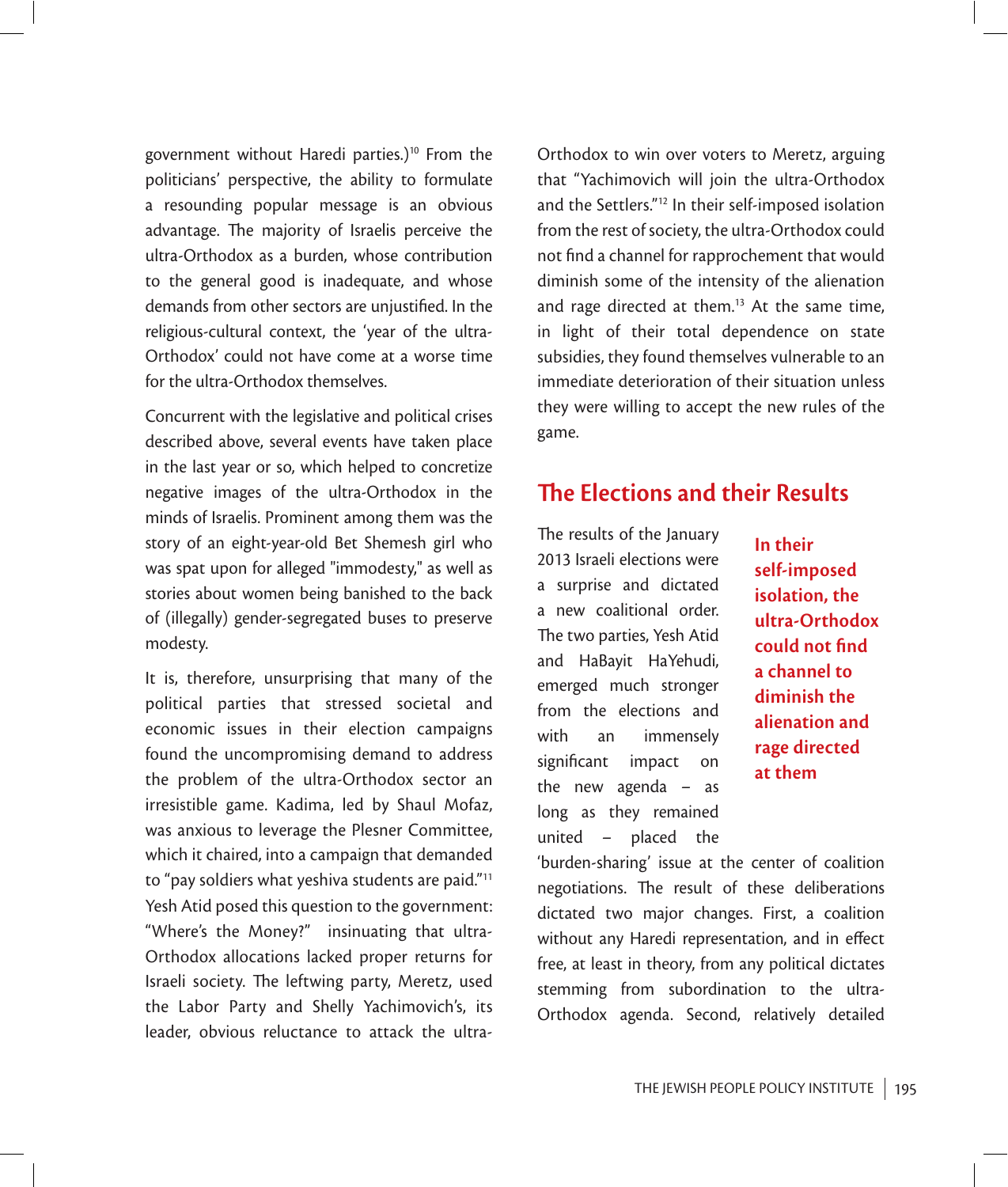government without Haredi parties.)[10] From the politicians' perspective, the ability to formulate a resounding popular message is an obvious advantage. The majority of Israelis perceive the ultra-Orthodox as a burden, whose contribution to the general good is inadequate, and whose demands from other sectors are unjustified. In the religious-cultural context, the 'year of the ultra-Orthodox' could not have come at a worse time for the ultra-Orthodox themselves.

Concurrent with the legislative and political crises described above, several events have taken place in the last year or so, which helped to concretize negative images of the ultra-Orthodox in the minds of Israelis. Prominent among them was the story of an eight-year-old Bet Shemesh girl who was spat upon for alleged "immodesty," as well as stories about women being banished to the back of (illegally) gender-segregated buses to preserve modesty.

It is, therefore, unsurprising that many of the political parties that stressed societal and economic issues in their election campaigns found the uncompromising demand to address the problem of the ultra-Orthodox sector an irresistible game. Kadima, led by Shaul Mofaz, was anxious to leverage the Plesner Committee, which it chaired, into a campaign that demanded to "pay soldiers what yeshiva students are paid."[11] Yesh Atid posed this question to the government: "Where's the Money?" insinuating that ultra-Orthodox allocations lacked proper returns for Israeli society. The leftwing party, Meretz, used the Labor Party and Shelly Yachimovich's, its leader, obvious reluctance to attack the ultra-Orthodox to win over voters to Meretz, arguing that "Yachimovich will join the ultra-Orthodox and the Settlers."[12] In their self-imposed isolation from the rest of society, the ultra-Orthodox could not find a channel for rapprochement that would diminish some of the intensity of the alienation and rage directed at them.[13] At the same time, in light of their total dependence on state subsidies, they found themselves vulnerable to an immediate deterioration of their situation unless they were willing to accept the new rules of the game.

## The Elections and their Results

**In their self-imposed isolation, the ultra-Orthodox could not find a channel to diminish the alienation and rage directed at them**

The results of the January 2013 Israeli elections were a surprise and dictated a new coalitional order. The two parties, Yesh Atid and HaBayit HaYehudi, emerged much stronger from the elections and with an immensely significant impact on the new agenda – as long as they remained united – placed the 'burden-sharing' issue at the center of coalition negotiations. The result of these deliberations dictated two major changes. First, a coalition without any Haredi representation, and in effect free, at least in theory, from any political dictates stemming from subordination to the ultra-Orthodox agenda. Second, relatively detailed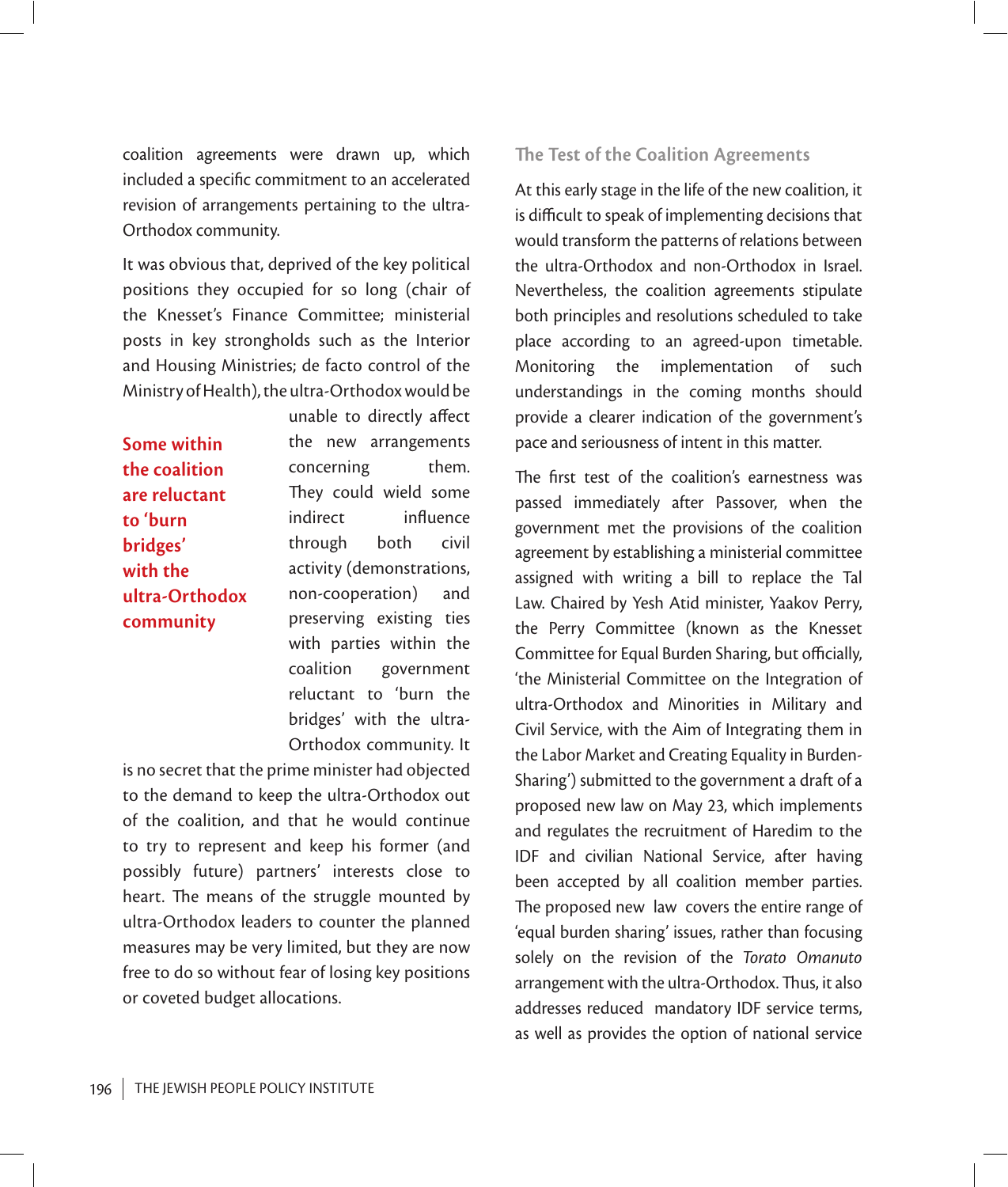coalition agreements were drawn up, which included a specific commitment to an accelerated revision of arrangements pertaining to the ultra-Orthodox community.

It was obvious that, deprived of the key political positions they occupied for so long (chair of the Knesset's Finance Committee; ministerial posts in key strongholds such as the Interior and Housing Ministries; de facto control of the Ministry of Health), the ultra-Orthodox would be unable to directly affect the new arrangements concerning them. They could wield some indirect influence through both civil activity (demonstrations, non-cooperation) and preserving existing ties with parties within the coalition government reluctant to 'burn the bridges' with the ultra-Orthodox community. It is no secret that the prime minister had objected to the demand to keep the ultra-Orthodox out of the coalition, and that he would continue to try to represent and keep his former (and possibly future) partners' interests close to heart. The means of the struggle mounted by ultra-Orthodox leaders to counter the planned measures may be very limited, but they are now free to do so without fear of losing key positions or coveted budget allocations.

**Some within the coalition are reluctant to 'burn bridges' with the ultra-Orthodox community**

### The Test of the Coalition Agreements

At this early stage in the life of the new coalition, it is difficult to speak of implementing decisions that would transform the patterns of relations between the ultra-Orthodox and non-Orthodox in Israel. Nevertheless, the coalition agreements stipulate both principles and resolutions scheduled to take place according to an agreed-upon timetable. Monitoring the implementation of such understandings in the coming months should provide a clearer indication of the government's pace and seriousness of intent in this matter.

The first test of the coalition's earnestness was passed immediately after Passover, when the government met the provisions of the coalition agreement by establishing a ministerial committee assigned with writing a bill to replace the Tal Law. Chaired by Yesh Atid minister, Yaakov Perry, the Perry Committee (known as the Knesset Committee for Equal Burden Sharing, but officially, 'the Ministerial Committee on the Integration of ultra-Orthodox and Minorities in Military and Civil Service, with the Aim of Integrating them in the Labor Market and Creating Equality in Burden-Sharing') submitted to the government a draft of a proposed new law on May 23, which implements and regulates the recruitment of Haredim to the IDF and civilian National Service, after having been accepted by all coalition member parties. The proposed new law covers the entire range of 'equal burden sharing' issues, rather than focusing solely on the revision of the *Torato Omanuto* arrangement with the ultra-Orthodox. Thus, it also addresses reduced mandatory IDF service terms, as well as provides the option of national service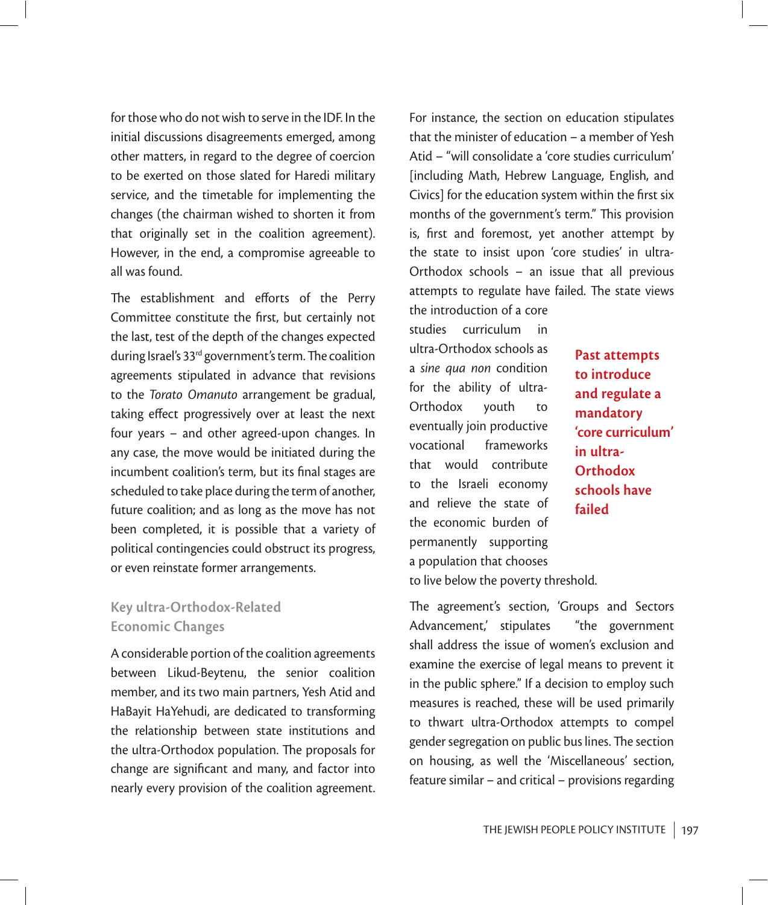for those who do not wish to serve in the IDF. In the initial discussions disagreements emerged, among other matters, in regard to the degree of coercion to be exerted on those slated for Haredi military service, and the timetable for implementing the changes (the chairman wished to shorten it from that originally set in the coalition agreement). However, in the end, a compromise agreeable to all was found.

The establishment and efforts of the Perry Committee constitute the first, but certainly not the last, test of the depth of the changes expected during Israel's 33rd government's term. The coalition agreements stipulated in advance that revisions to the *Torato Omanuto* arrangement be gradual, taking effect progressively over at least the next four years – and other agreed-upon changes. In any case, the move would be initiated during the incumbent coalition's term, but its final stages are scheduled to take place during the term of another, future coalition; and as long as the move has not been completed, it is possible that a variety of political contingencies could obstruct its progress, or even reinstate former arrangements.

### Key ultra-Orthodox-Related Economic Changes

A considerable portion of the coalition agreements between Likud-Beytenu, the senior coalition member, and its two main partners, Yesh Atid and HaBayit HaYehudi, are dedicated to transforming the relationship between state institutions and the ultra-Orthodox population. The proposals for change are significant and many, and factor into nearly every provision of the coalition agreement. For instance, the section on education stipulates that the minister of education – a member of Yesh Atid – "will consolidate a 'core studies curriculum' [including Math, Hebrew Language, English, and Civics] for the education system within the first six months of the government's term." This provision is, first and foremost, yet another attempt by the state to insist upon 'core studies' in ultra-Orthodox schools – an issue that all previous attempts to regulate have failed. The state views the introduction of a core studies curriculum in ultra-Orthodox schools as a *sine qua non* condition for the ability of ultra-Orthodox youth to eventually join productive vocational frameworks that would contribute to the Israeli economy and relieve the state of the economic burden of permanently supporting a population that chooses to live below the poverty threshold.

**Past attempts to introduce and regulate a mandatory 'core curriculum' in ultra-Orthodox schools have failed**

The agreement's section, 'Groups and Sectors Advancement,' stipulates "the government shall address the issue of women's exclusion and examine the exercise of legal means to prevent it in the public sphere." If a decision to employ such measures is reached, these will be used primarily to thwart ultra-Orthodox attempts to compel gender segregation on public bus lines. The section on housing, as well the 'Miscellaneous' section, feature similar – and critical – provisions regarding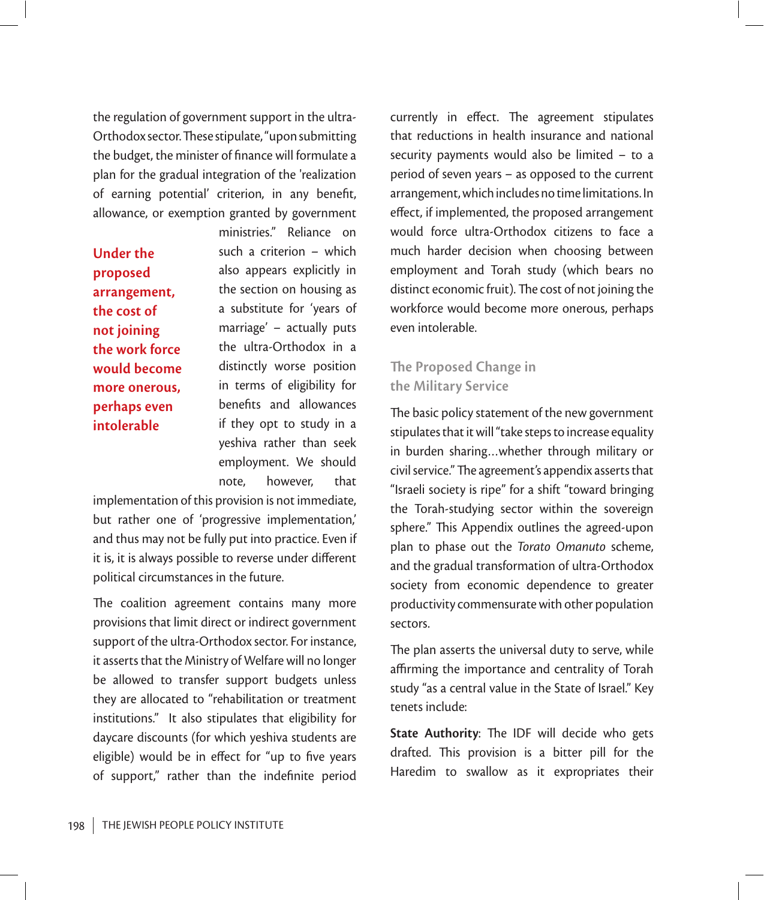the regulation of government support in the ultra-Orthodox sector. These stipulate, "upon submitting the budget, the minister of finance will formulate a plan for the gradual integration of the 'realization of earning potential' criterion, in any benefit, allowance, or exemption granted by government ministries." Reliance on such a criterion – which also appears explicitly in the section on housing as a substitute for 'years of marriage' – actually puts the ultra-Orthodox in a distinctly worse position in terms of eligibility for benefits and allowances if they opt to study in a yeshiva rather than seek employment. We should note, however, that implementation of this provision is not immediate, but rather one of 'progressive implementation,' and thus may not be fully put into practice. Even if it is, it is always possible to reverse under different political circumstances in the future.

**Under the proposed arrangement, the cost of not joining the work force would become more onerous, perhaps even intolerable**

The coalition agreement contains many more provisions that limit direct or indirect government support of the ultra-Orthodox sector. For instance, it asserts that the Ministry of Welfare will no longer be allowed to transfer support budgets unless they are allocated to "rehabilitation or treatment institutions." It also stipulates that eligibility for daycare discounts (for which yeshiva students are eligible) would be in effect for "up to five years of support," rather than the indefinite period currently in effect. The agreement stipulates that reductions in health insurance and national security payments would also be limited – to a period of seven years – as opposed to the current arrangement, which includes no time limitations. In effect, if implemented, the proposed arrangement would force ultra-Orthodox citizens to face a much harder decision when choosing between employment and Torah study (which bears no distinct economic fruit). The cost of not joining the workforce would become more onerous, perhaps even intolerable.

## The Proposed Change in the Military Service

The basic policy statement of the new government stipulates that it will "take steps to increase equality in burden sharing…whether through military or civil service." The agreement's appendix asserts that "Israeli society is ripe" for a shift "toward bringing the Torah-studying sector within the sovereign sphere." This Appendix outlines the agreed-upon plan to phase out the *Torato Omanuto* scheme, and the gradual transformation of ultra-Orthodox society from economic dependence to greater productivity commensurate with other population sectors.

The plan asserts the universal duty to serve, while affirming the importance and centrality of Torah study "as a central value in the State of Israel." Key tenets include:

**State Authority**: The IDF will decide who gets drafted. This provision is a bitter pill for the Haredim to swallow as it expropriates their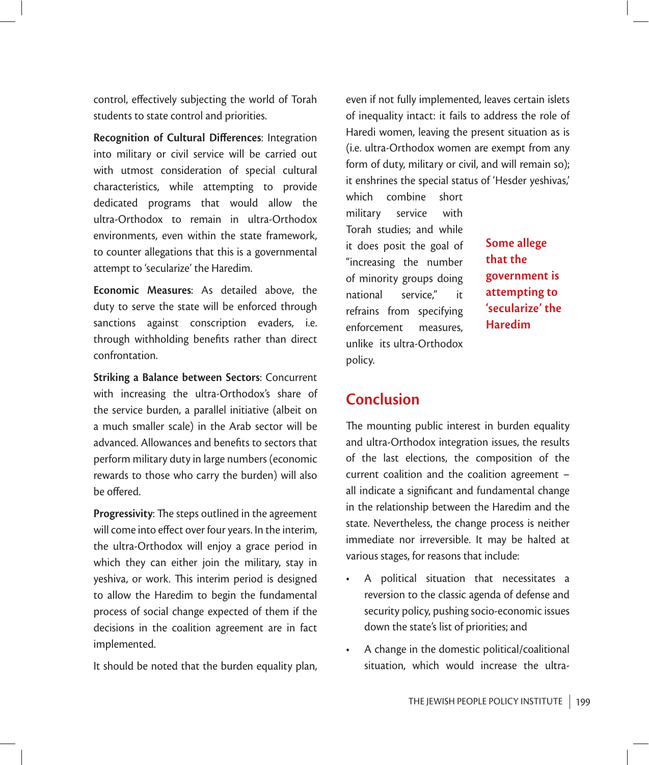control, effectively subjecting the world of Torah students to state control and priorities.

**Recognition of Cultural Differences**: Integration into military or civil service will be carried out with utmost consideration of special cultural characteristics, while attempting to provide dedicated programs that would allow the ultra-Orthodox to remain in ultra-Orthodox environments, even within the state framework, to counter allegations that this is a governmental attempt to 'secularize' the Haredim.

**Economic Measures**: As detailed above, the duty to serve the state will be enforced through sanctions against conscription evaders, i.e. through withholding benefits rather than direct confrontation.

**Striking a Balance between Sectors**: Concurrent with increasing the ultra-Orthodox's share of the service burden, a parallel initiative (albeit on a much smaller scale) in the Arab sector will be advanced. Allowances and benefits to sectors that perform military duty in large numbers (economic rewards to those who carry the burden) will also be offered.

**Progressivity**: The steps outlined in the agreement will come into effect over four years. In the interim, the ultra-Orthodox will enjoy a grace period in which they can either join the military, stay in yeshiva, or work. This interim period is designed to allow the Haredim to begin the fundamental process of social change expected of them if the decisions in the coalition agreement are in fact implemented.

It should be noted that the burden equality plan, even if not fully implemented, leaves certain islets of inequality intact: it fails to address the role of Haredi women, leaving the present situation as is (i.e. ultra-Orthodox women are exempt from any form of duty, military or civil, and will remain so); it enshrines the special status of 'Hesder yeshivas,' which combine short military service with Torah studies; and while it does posit the goal of "increasing the number of minority groups doing national service," it refrains from specifying enforcement measures, unlike its ultra-Orthodox policy.

**Some allege that the government is attempting to 'secularize' the Haredim**

## Conclusion

The mounting public interest in burden equality and ultra-Orthodox integration issues, the results of the last elections, the composition of the current coalition and the coalition agreement – all indicate a significant and fundamental change in the relationship between the Haredim and the state. Nevertheless, the change process is neither immediate nor irreversible. It may be halted at various stages, for reasons that include:

- A political situation that necessitates a reversion to the classic agenda of defense and security policy, pushing socio-economic issues down the state's list of priorities; and
- A change in the domestic political/coalitional situation, which would increase the ultra-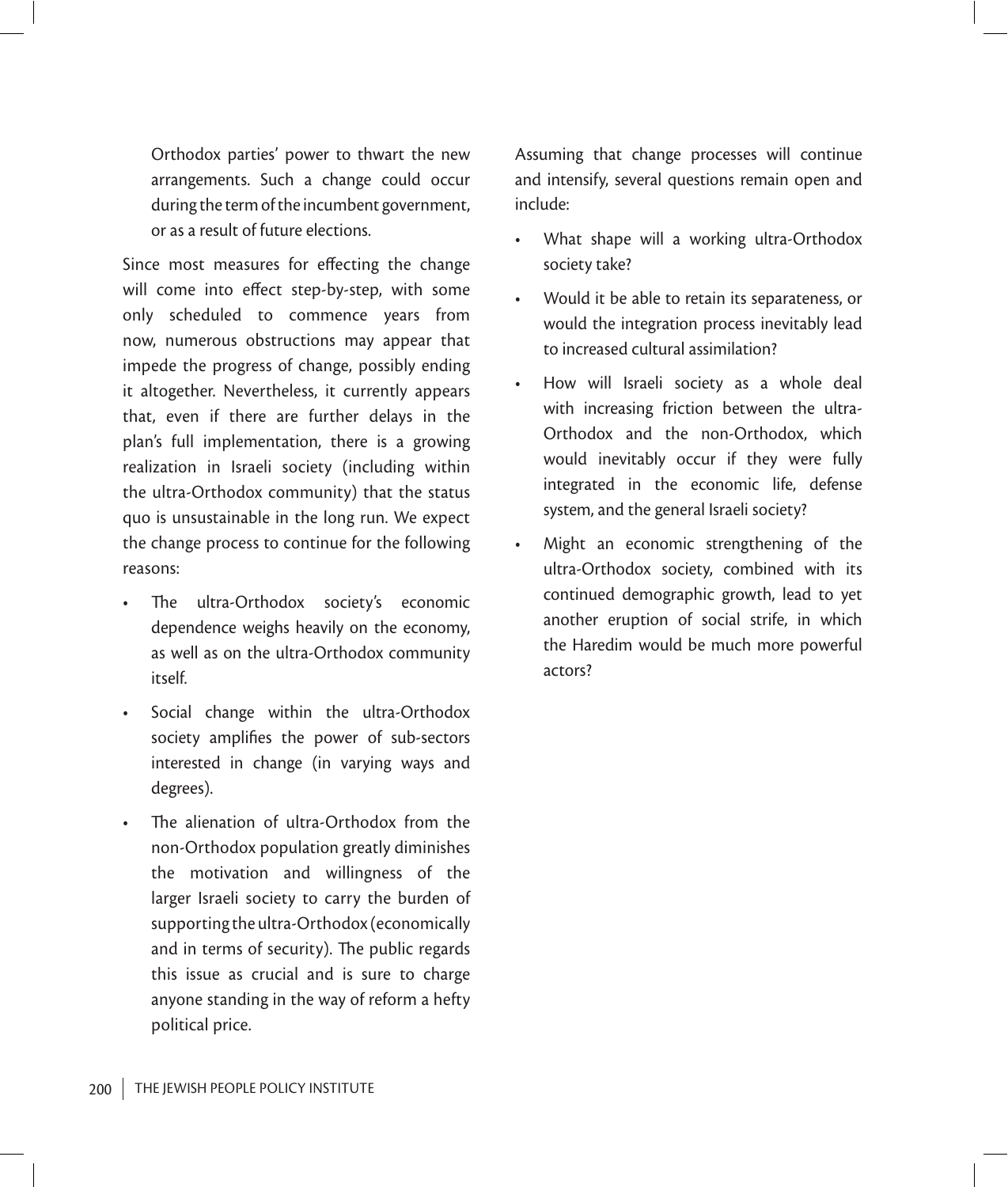Orthodox parties' power to thwart the new arrangements. Such a change could occur during the term of the incumbent government, or as a result of future elections.

Since most measures for effecting the change will come into effect step-by-step, with some only scheduled to commence years from now, numerous obstructions may appear that impede the progress of change, possibly ending it altogether. Nevertheless, it currently appears that, even if there are further delays in the plan's full implementation, there is a growing realization in Israeli society (including within the ultra-Orthodox community) that the status quo is unsustainable in the long run. We expect the change process to continue for the following reasons:

- The ultra-Orthodox society's economic dependence weighs heavily on the economy, as well as on the ultra-Orthodox community itself.
- Social change within the ultra-Orthodox society amplifies the power of sub-sectors interested in change (in varying ways and degrees).
- The alienation of ultra-Orthodox from the non-Orthodox population greatly diminishes the motivation and willingness of the larger Israeli society to carry the burden of supporting the ultra-Orthodox (economically and in terms of security). The public regards this issue as crucial and is sure to charge anyone standing in the way of reform a hefty political price.

Assuming that change processes will continue and intensify, several questions remain open and include:

- What shape will a working ultra-Orthodox society take?
- Would it be able to retain its separateness, or would the integration process inevitably lead to increased cultural assimilation?
- How will Israeli society as a whole deal with increasing friction between the ultra-Orthodox and the non-Orthodox, which would inevitably occur if they were fully integrated in the economic life, defense system, and the general Israeli society?
- Might an economic strengthening of the ultra-Orthodox society, combined with its continued demographic growth, lead to yet another eruption of social strife, in which the Haredim would be much more powerful actors?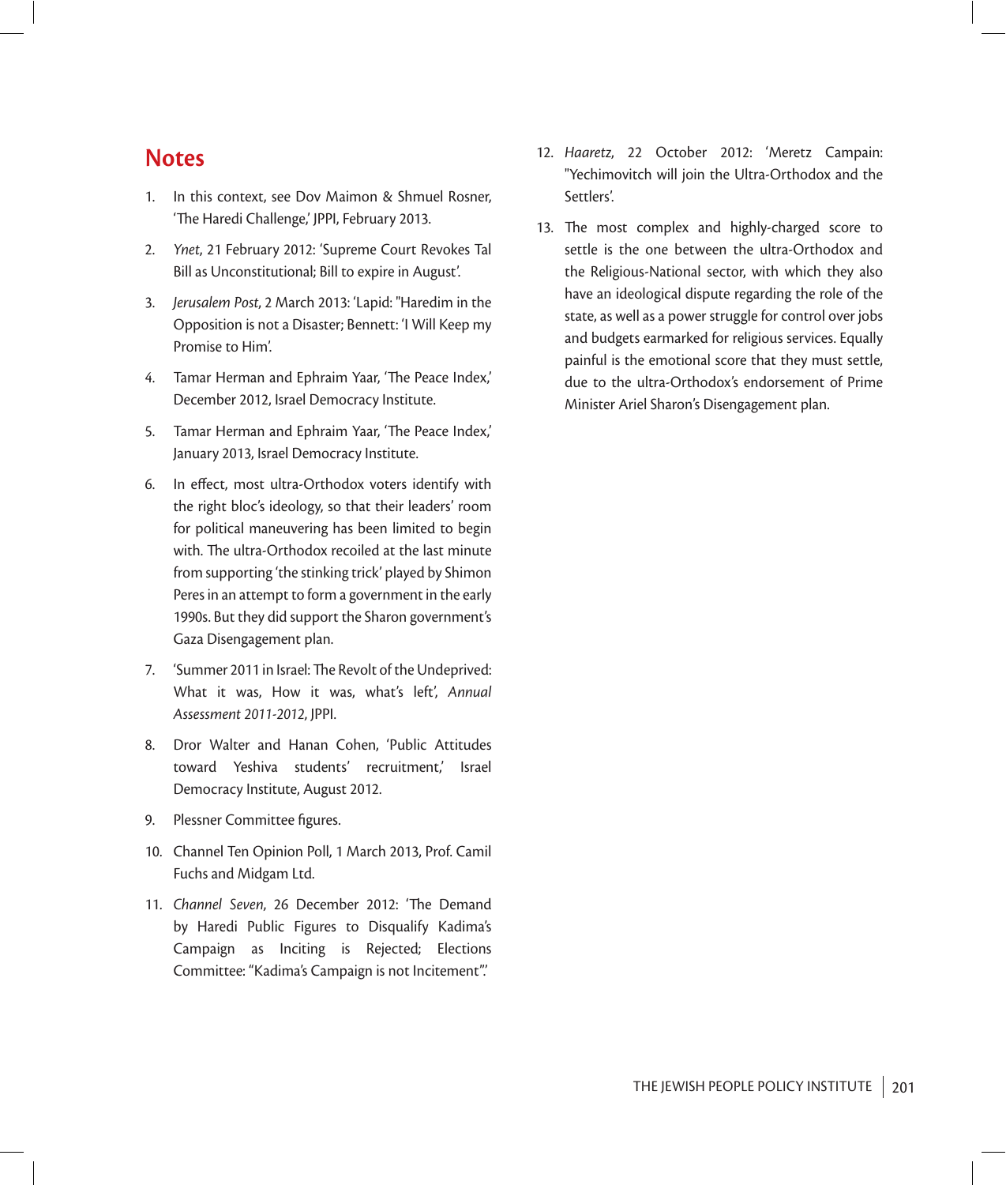## Notes

1. In this context, see Dov Maimon & Shmuel Rosner, 'The Haredi Challenge,' JPPI, February 2013.
2. *Ynet*, 21 February 2012: 'Supreme Court Revokes Tal Bill as Unconstitutional; Bill to expire in August'.
3. *Jerusalem Post*, 2 March 2013: 'Lapid: "Haredim in the Opposition is not a Disaster; Bennett: 'I Will Keep my Promise to Him'.
4. Tamar Herman and Ephraim Yaar, 'The Peace Index,' December 2012, Israel Democracy Institute.
5. Tamar Herman and Ephraim Yaar, 'The Peace Index,' January 2013, Israel Democracy Institute.
6. In effect, most ultra-Orthodox voters identify with the right bloc's ideology, so that their leaders' room for political maneuvering has been limited to begin with. The ultra-Orthodox recoiled at the last minute from supporting 'the stinking trick' played by Shimon Peres in an attempt to form a government in the early 1990s. But they did support the Sharon government's Gaza Disengagement plan.
7. 'Summer 2011 in Israel: The Revolt of the Undeprived: What it was, How it was, what's left', *Annual Assessment 2011-2012*, JPPI.
8. Dror Walter and Hanan Cohen, 'Public Attitudes toward Yeshiva students' recruitment,' Israel Democracy Institute, August 2012.
9. Plessner Committee figures.
10. Channel Ten Opinion Poll, 1 March 2013, Prof. Camil Fuchs and Midgam Ltd.
11. *Channel Seven*, 26 December 2012: 'The Demand by Haredi Public Figures to Disqualify Kadima's Campaign as Inciting is Rejected; Elections Committee: "Kadima's Campaign is not Incitement"'.
12. *Haaretz*, 22 October 2012: 'Meretz Campain: "Yechimovitch will join the Ultra-Orthodox and the Settlers'.
13. The most complex and highly-charged score to settle is the one between the ultra-Orthodox and the Religious-National sector, with which they also have an ideological dispute regarding the role of the state, as well as a power struggle for control over jobs and budgets earmarked for religious services. Equally painful is the emotional score that they must settle, due to the ultra-Orthodox's endorsement of Prime Minister Ariel Sharon's Disengagement plan.